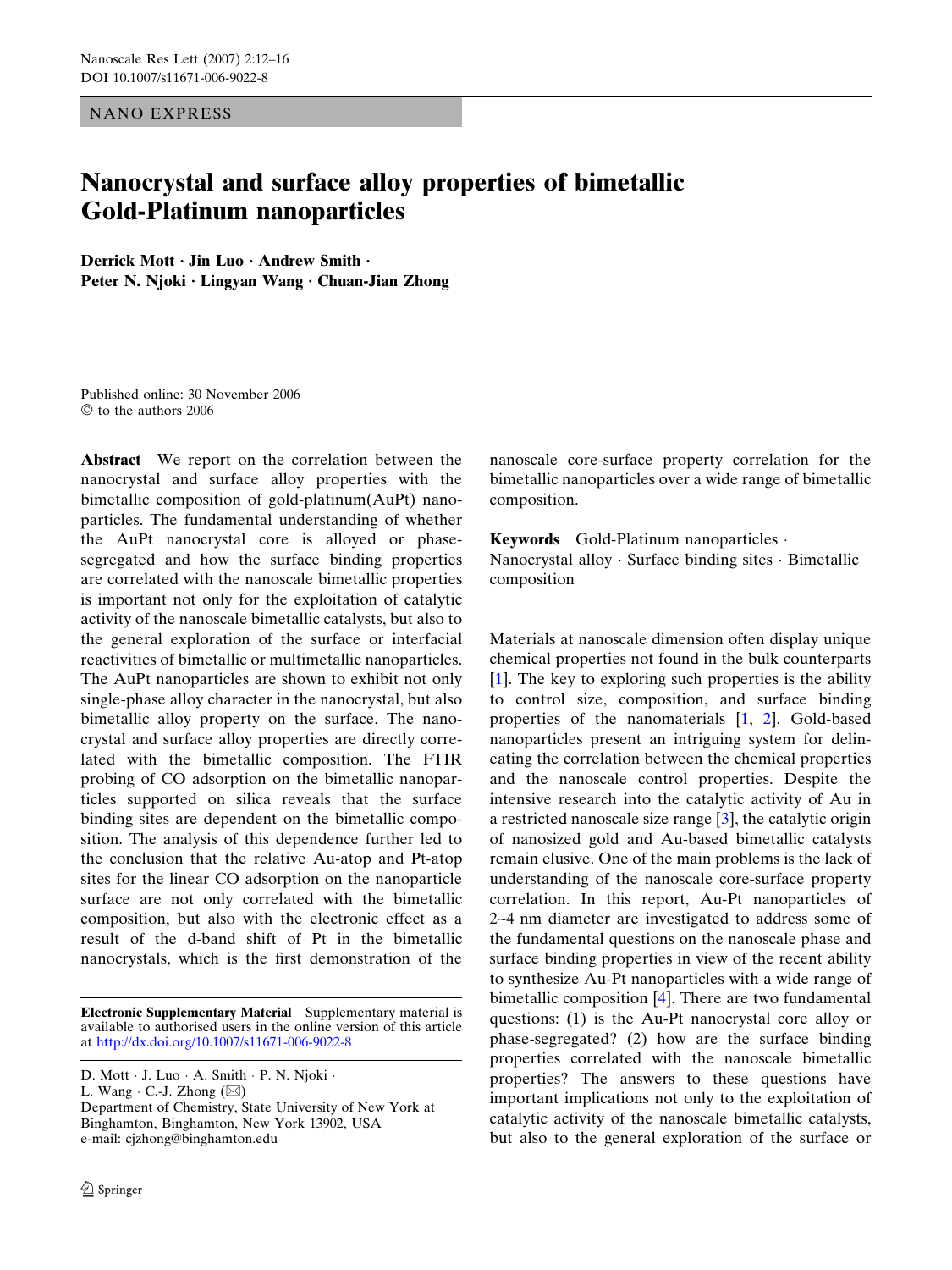NANO EXPRESS

# Nanocrystal and surface alloy properties of bimetallic Gold-Platinum nanoparticles

**Derrick Mott · Jin Luo · Andrew Smith · Peter N. Njoki · Lingyan Wang · Chuan-Jian Zhong**

Published online: 30 November 2006
© to the authors 2006

**Abstract** We report on the correlation between the nanocrystal and surface alloy properties with the bimetallic composition of gold-platinum(AuPt) nanoparticles. The fundamental understanding of whether the AuPt nanocrystal core is alloyed or phase-segregated and how the surface binding properties are correlated with the nanoscale bimetallic properties is important not only for the exploitation of catalytic activity of the nanoscale bimetallic catalysts, but also to the general exploration of the surface or interfacial reactivities of bimetallic or multimetallic nanoparticles. The AuPt nanoparticles are shown to exhibit not only single-phase alloy character in the nanocrystal, but also bimetallic alloy property on the surface. The nanocrystal and surface alloy properties are directly correlated with the bimetallic composition. The FTIR probing of CO adsorption on the bimetallic nanoparticles supported on silica reveals that the surface binding sites are dependent on the bimetallic composition. The analysis of this dependence further led to the conclusion that the relative Au-atop and Pt-atop sites for the linear CO adsorption on the nanoparticle surface are not only correlated with the bimetallic composition, but also with the electronic effect as a result of the d-band shift of Pt in the bimetallic nanocrystals, which is the first demonstration of the nanoscale core-surface property correlation for the bimetallic nanoparticles over a wide range of bimetallic composition.

**Keywords** Gold-Platinum nanoparticles · Nanocrystal alloy · Surface binding sites · Bimetallic composition

**Electronic Supplementary Material** Supplementary material is available to authorised users in the online version of this article at http://dx.doi.org/10.1007/s11671-006-9022-8

D. Mott · J. Luo · A. Smith · P. N. Njoki · L. Wang · C.-J. Zhong (✉)
Department of Chemistry, State University of New York at Binghamton, Binghamton, New York 13902, USA
e-mail: cjzhong@binghamton.edu

Materials at nanoscale dimension often display unique chemical properties not found in the bulk counterparts [1]. The key to exploring such properties is the ability to control size, composition, and surface binding properties of the nanomaterials [1, 2]. Gold-based nanoparticles present an intriguing system for delineating the correlation between the chemical properties and the nanoscale control properties. Despite the intensive research into the catalytic activity of Au in a restricted nanoscale size range [3], the catalytic origin of nanosized gold and Au-based bimetallic catalysts remain elusive. One of the main problems is the lack of understanding of the nanoscale core-surface property correlation. In this report, Au-Pt nanoparticles of 2~4 nm diameter are investigated to address some of the fundamental questions on the nanoscale phase and surface binding properties in view of the recent ability to synthesize Au-Pt nanoparticles with a wide range of bimetallic composition [4]. There are two fundamental questions: (1) is the Au-Pt nanocrystal core alloy or phase-segregated? (2) how are the surface binding properties correlated with the nanoscale bimetallic properties? The answers to these questions have important implications not only to the exploitation of catalytic activity of the nanoscale bimetallic catalysts, but also to the general exploration of the surface or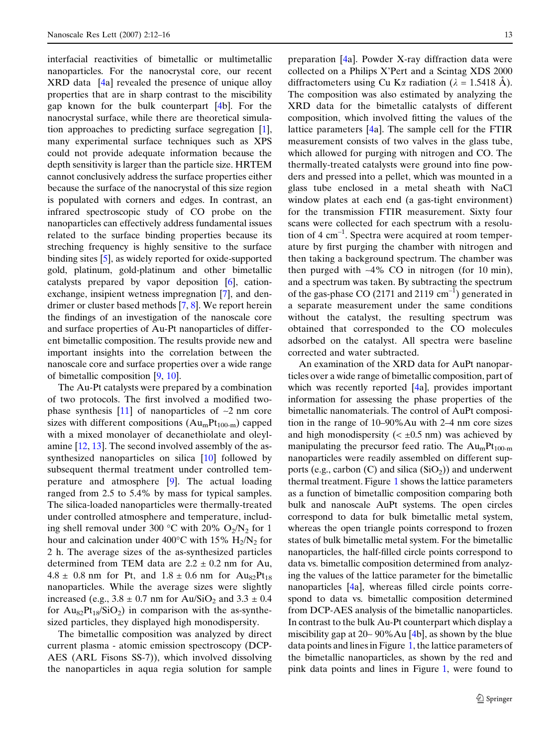interfacial reactivities of bimetallic or multimetallic nanoparticles. For the nanocrystal core, our recent XRD data [4a] revealed the presence of unique alloy properties that are in sharp contrast to the miscibility gap known for the bulk counterpart [4b]. For the nanocrystal surface, while there are theoretical simulation approaches to predicting surface segregation [1], many experimental surface techniques such as XPS could not provide adequate information because the depth sensitivity is larger than the particle size. HRTEM cannot conclusively address the surface properties either because the surface of the nanocrystal of this size region is populated with corners and edges. In contrast, an infrared spectroscopic study of CO probe on the nanoparticles can effectively address fundamental issues related to the surface binding properties because its streching frequency is highly sensitive to the surface binding sites [5], as widely reported for oxide-supported gold, platinum, gold-platinum and other bimetallic catalysts prepared by vapor deposition [6], cation-exchange, insipient wetness impregnation [7], and dendrimer or cluster based methods [7, 8]. We report herein the findings of an investigation of the nanoscale core and surface properties of Au-Pt nanoparticles of different bimetallic composition. The results provide new and important insights into the correlation between the nanoscale core and surface properties over a wide range of bimetallic composition [9, 10].

The Au-Pt catalysts were prepared by a combination of two protocols. The first involved a modified two-phase synthesis [11] of nanoparticles of ~2 nm core sizes with different compositions ($Au_mPt_{100-m}$) capped with a mixed monolayer of decanethiolate and oleylamine [12, 13]. The second involved assembly of the as-synthesized nanoparticles on silica [10] followed by subsequent thermal treatment under controlled temperature and atmosphere [9]. The actual loading ranged from 2.5 to 5.4% by mass for typical samples. The silica-loaded nanoparticles were thermally-treated under controlled atmosphere and temperature, including shell removal under 300 °C with 20% $O_2/N_2$ for 1 hour and calcination under 400°C with 15% $H_2/N_2$ for 2 h. The average sizes of the as-synthesized particles determined from TEM data are 2.2 ± 0.2 nm for Au, 4.8 ± 0.8 nm for Pt, and 1.8 ± 0.6 nm for $Au_{82}Pt_{18}$ nanoparticles. While the average sizes were slightly increased (e.g., 3.8 ± 0.7 nm for $Au/SiO_2$ and 3.3 ± 0.4 for $Au_{82}Pt_{18}/SiO_2$) in comparison with the as-synthesized particles, they displayed high monodispersity.

The bimetallic composition was analyzed by direct current plasma - atomic emission spectroscopy (DCP-AES (ARL Fisons SS-7)), which involved dissolving the nanoparticles in aqua regia solution for sample preparation [4a]. Powder X-ray diffraction data were collected on a Philips X'Pert and a Scintag XDS 2000 diffractometers using Cu Kα radiation ($\lambda$ = 1.5418 Å). The composition was also estimated by analyzing the XRD data for the bimetallic catalysts of different composition, which involved fitting the values of the lattice parameters [4a]. The sample cell for the FTIR measurement consists of two valves in the glass tube, which allowed for purging with nitrogen and CO. The thermally-treated catalysts were ground into fine powders and pressed into a pellet, which was mounted in a glass tube enclosed in a metal sheath with NaCl window plates at each end (a gas-tight environment) for the transmission FTIR measurement. Sixty four scans were collected for each spectrum with a resolution of 4 $cm^{-1}$. Spectra were acquired at room temperature by first purging the chamber with nitrogen and then taking a background spectrum. The chamber was then purged with ~4% CO in nitrogen (for 10 min), and a spectrum was taken. By subtracting the spectrum of the gas-phase CO (2171 and 2119 $cm^{-1}$) generated in a separate measurement under the same conditions without the catalyst, the resulting spectrum was obtained that corresponded to the CO molecules adsorbed on the catalyst. All spectra were baseline corrected and water subtracted.

An examination of the XRD data for AuPt nanoparticles over a wide range of bimetallic composition, part of which was recently reported [4a], provides important information for assessing the phase properties of the bimetallic nanomaterials. The control of AuPt composition in the range of 10–90%Au with 2–4 nm core sizes and high monodispersity (< ±0.5 nm) was achieved by manipulating the precursor feed ratio. The $Au_mPt_{100-m}$ nanoparticles were readily assembled on different supports (e.g., carbon (C) and silica ($SiO_2$)) and underwent thermal treatment. Figure 1 shows the lattice parameters as a function of bimetallic composition comparing both bulk and nanoscale AuPt systems. The open circles correspond to data for bulk bimetallic metal system, whereas the open triangle points correspond to frozen states of bulk bimetallic metal system. For the bimetallic nanoparticles, the half-filled circle points correspond to data vs. bimetallic composition determined from analyzing the values of the lattice parameter for the bimetallic nanoparticles [4a], whereas filled circle points correspond to data vs. bimetallic composition determined from DCP-AES analysis of the bimetallic nanoparticles. In contrast to the bulk Au-Pt counterpart which display a miscibility gap at 20~ 90%Au [4b], as shown by the blue data points and lines in Figure 1, the lattice parameters of the bimetallic nanoparticles, as shown by the red and pink data points and lines in Figure 1, were found to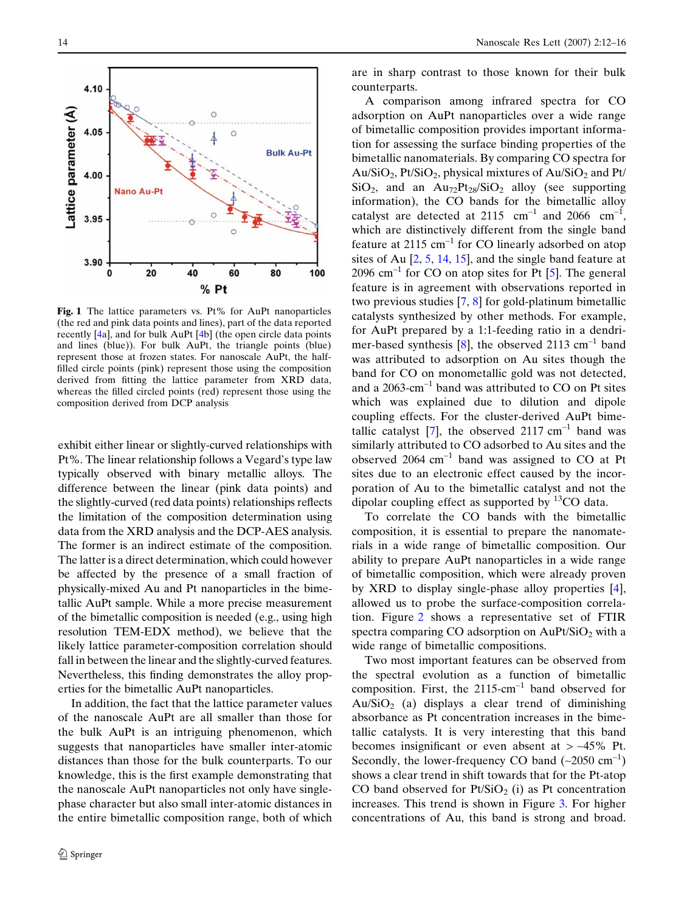**Fig. 1** The lattice parameters vs. Pt% for AuPt nanoparticles (the red and pink data points and lines), part of the data reported recently [4a], and for bulk AuPt [4b] (the open circle data points and lines (blue)). For bulk AuPt, the triangle points (blue) represent those at frozen states. For nanoscale AuPt, the half-filled circle points (pink) represent those using the composition derived from fitting the lattice parameter from XRD data, whereas the filled circled points (red) represent those using the composition derived from DCP analysis

exhibit either linear or slightly-curved relationships with Pt%. The linear relationship follows a Vegard's type law typically observed with binary metallic alloys. The difference between the linear (pink data points) and the slightly-curved (red data points) relationships reflects the limitation of the composition determination using data from the XRD analysis and the DCP-AES analysis. The former is an indirect estimate of the composition. The latter is a direct determination, which could however be affected by the presence of a small fraction of physically-mixed Au and Pt nanoparticles in the bimetallic AuPt sample. While a more precise measurement of the bimetallic composition is needed (e.g., using high resolution TEM-EDX method), we believe that the likely lattice parameter-composition correlation should fall in between the linear and the slightly-curved features. Nevertheless, this finding demonstrates the alloy properties for the bimetallic AuPt nanoparticles.

In addition, the fact that the lattice parameter values of the nanoscale AuPt are all smaller than those for the bulk AuPt is an intriguing phenomenon, which suggests that nanoparticles have smaller inter-atomic distances than those for the bulk counterparts. To our knowledge, this is the first example demonstrating that the nanoscale AuPt nanoparticles not only have single-phase character but also small inter-atomic distances in the entire bimetallic composition range, both of which are in sharp contrast to those known for their bulk counterparts.

A comparison among infrared spectra for CO adsorption on AuPt nanoparticles over a wide range of bimetallic composition provides important information for assessing the surface binding properties of the bimetallic nanomaterials. By comparing CO spectra for $Au/SiO_2$, $Pt/SiO_2$, physical mixtures of $Au/SiO_2$ and $Pt/SiO_2$, and an $Au_{72}Pt_{28}/SiO_2$ alloy (see supporting information), the CO bands for the bimetallic alloy catalyst are detected at 2115 $cm^{-1}$ and 2066 $cm^{-1}$, which are distinctively different from the single band feature at 2115 $cm^{-1}$ for CO linearly adsorbed on atop sites of Au [2, 5, 14, 15], and the single band feature at 2096 $cm^{-1}$ for CO on atop sites for Pt [5]. The general feature is in agreement with observations reported in two previous studies [7, 8] for gold-platinum bimetallic catalysts synthesized by other methods. For example, for AuPt prepared by a 1:1-feeding ratio in a dendrimer-based synthesis [8], the observed 2113 $cm^{-1}$ band was attributed to adsorption on Au sites though the band for CO on monometallic gold was not detected, and a 2063-$cm^{-1}$ band was attributed to CO on Pt sites which was explained due to dilution and dipole coupling effects. For the cluster-derived AuPt bimetallic catalyst [7], the observed 2117 $cm^{-1}$ band was similarly attributed to CO adsorbed to Au sites and the observed 2064 $cm^{-1}$ band was assigned to CO at Pt sites due to an electronic effect caused by the incorporation of Au to the bimetallic catalyst and not the dipolar coupling effect as supported by $^{13}CO$ data.

To correlate the CO bands with the bimetallic composition, it is essential to prepare the nanomaterials in a wide range of bimetallic composition. Our ability to prepare AuPt nanoparticles in a wide range of bimetallic composition, which were already proven by XRD to display single-phase alloy properties [4], allowed us to probe the surface-composition correlation. Figure 2 shows a representative set of FTIR spectra comparing CO adsorption on $AuPt/SiO_2$ with a wide range of bimetallic compositions.

Two most important features can be observed from the spectral evolution as a function of bimetallic composition. First, the 2115-$cm^{-1}$ band observed for $Au/SiO_2$ (a) displays a clear trend of diminishing absorbance as Pt concentration increases in the bimetallic catalysts. It is very interesting that this band becomes insignificant or even absent at > ~45% Pt. Secondly, the lower-frequency CO band (~2050 $cm^{-1}$) shows a clear trend in shift towards that for the Pt-atop CO band observed for $Pt/SiO_2$ (i) as Pt concentration increases. This trend is shown in Figure 3. For higher concentrations of Au, this band is strong and broad.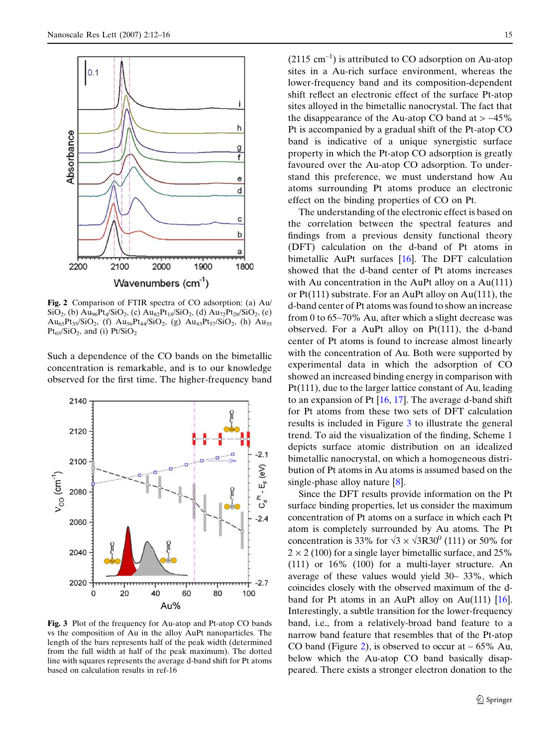**Fig. 2** Comparison of FTIR spectra of CO adsorption: (a) Au/$SiO_2$, (b) $Au_{96}Pt_4/SiO_2$, (c) $Au_{82}Pt_{18}/SiO_2$, (d) $Au_{72}Pt_{28}/SiO_2$, (e) $Au_{65}Pt_{35}/SiO_2$, (f) $Au_{56}Pt_{44}/SiO_2$, (g) $Au_{43}Pt_{57}/SiO_2$, (h) $Au_{35}Pt_{65}/SiO_2$, and (i) Pt/$SiO_2$

Such a dependence of the CO bands on the bimetallic concentration is remarkable, and is to our knowledge observed for the first time. The higher-frequency band

**Fig. 3** Plot of the frequency for Au-atop and Pt-atop CO bands vs the composition of Au in the alloy AuPt nanoparticles. The length of the bars represents half of the peak width (determined from the full width at half of the peak maximum). The dotted line with squares represents the average d-band shift for Pt atoms based on calculation results in ref-16

(2115 $cm^{-1}$) is attributed to CO adsorption on Au-atop sites in a Au-rich surface environment, whereas the lower-frequency band and its composition-dependent shift reflect an electronic effect of the surface Pt-atop sites alloyed in the bimetallic nanocrystal. The fact that the disappearance of the Au-atop CO band at > ~45% Pt is accompanied by a gradual shift of the Pt-atop CO band is indicative of a unique synergistic surface property in which the Pt-atop CO adsorption is greatly favoured over the Au-atop CO adsorption. To understand this preference, we must understand how Au atoms surrounding Pt atoms produce an electronic effect on the binding properties of CO on Pt.

The understanding of the electronic effect is based on the correlation between the spectral features and findings from a previous density functional theory (DFT) calculation on the d-band of Pt atoms in bimetallic AuPt surfaces [16]. The DFT calculation showed that the d-band center of Pt atoms increases with Au concentration in the AuPt alloy on a Au(111) or Pt(111) substrate. For an AuPt alloy on Au(111), the d-band center of Pt atoms was found to show an increase from 0 to 65~70% Au, after which a slight decrease was observed. For a AuPt alloy on Pt(111), the d-band center of Pt atoms is found to increase almost linearly with the concentration of Au. Both were supported by experimental data in which the adsorption of CO showed an increased binding energy in comparison with Pt(111), due to the larger lattice constant of Au, leading to an expansion of Pt [16, 17]. The average d-band shift for Pt atoms from these two sets of DFT calculation results is included in Figure 3 to illustrate the general trend. To aid the visualization of the finding, Scheme 1 depicts surface atomic distribution on an idealized bimetallic nanocrystal, on which a homogeneous distribution of Pt atoms in Au atoms is assumed based on the single-phase alloy nature [8].

Since the DFT results provide information on the Pt surface binding properties, let us consider the maximum concentration of Pt atoms on a surface in which each Pt atom is completely surrounded by Au atoms. The Pt concentration is 33% for $\sqrt{3} \times \sqrt{3}R30^0$ (111) or 50% for $2 \times 2$ (100) for a single layer bimetallic surface, and 25% (111) or 16% (100) for a multi-layer structure. An average of these values would yield 30~ 33%, which coincides closely with the observed maximum of the d-band for Pt atoms in an AuPt alloy on Au(111) [16]. Interestingly, a subtle transition for the lower-frequency band, i.e., from a relatively-broad band feature to a narrow band feature that resembles that of the Pt-atop CO band (Figure 2), is observed to occur at ~ 65% Au, below which the Au-atop CO band basically disappeared. There exists a stronger electron donation to the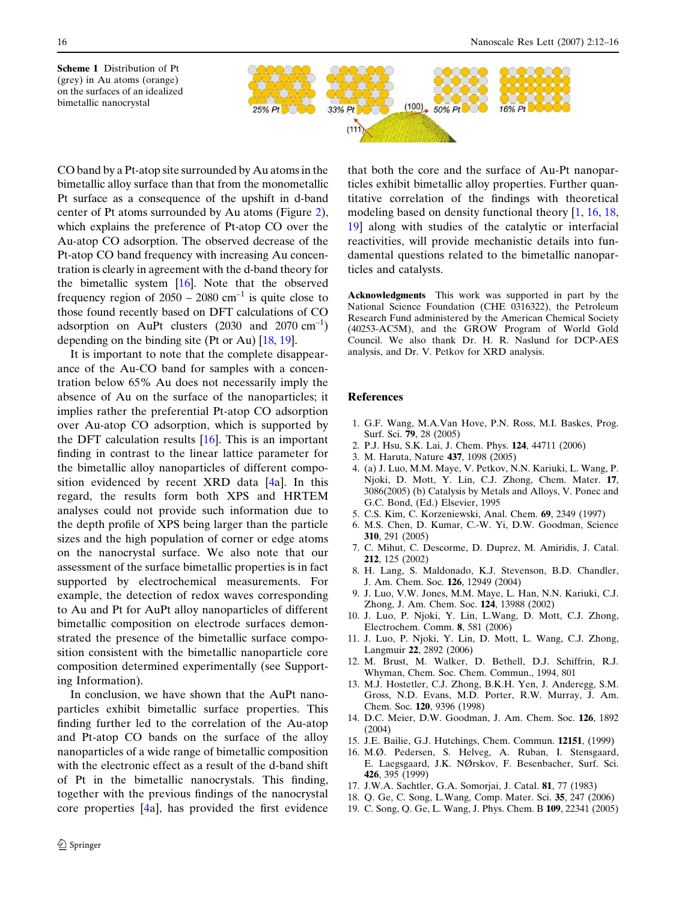**Scheme 1** Distribution of Pt (grey) in Au atoms (orange) on the surfaces of an idealized bimetallic nanocrystal

25% Pt
33% Pt
(100)
50% Pt
16% Pt
(111)

CO band by a Pt-atop site surrounded by Au atoms in the bimetallic alloy surface than that from the monometallic Pt surface as a consequence of the upshift in d-band center of Pt atoms surrounded by Au atoms (Figure 2), which explains the preference of Pt-atop CO over the Au-atop CO adsorption. The observed decrease of the Pt-atop CO band frequency with increasing Au concentration is clearly in agreement with the d-band theory for the bimetallic system [16]. Note that the observed frequency region of 2050 – 2080 $cm^{-1}$ is quite close to those found recently based on DFT calculations of CO adsorption on AuPt clusters (2030 and 2070 $cm^{-1}$) depending on the binding site (Pt or Au) [18, 19].

It is important to note that the complete disappearance of the Au-CO band for samples with a concentration below 65% Au does not necessarily imply the absence of Au on the surface of the nanoparticles; it implies rather the preferential Pt-atop CO adsorption over Au-atop CO adsorption, which is supported by the DFT calculation results [16]. This is an important finding in contrast to the linear lattice parameter for the bimetallic alloy nanoparticles of different composition evidenced by recent XRD data [4a]. In this regard, the results form both XPS and HRTEM analyses could not provide such information due to the depth profile of XPS being larger than the particle sizes and the high population of corner or edge atoms on the nanocrystal surface. We also note that our assessment of the surface bimetallic properties is in fact supported by electrochemical measurements. For example, the detection of redox waves corresponding to Au and Pt for AuPt alloy nanoparticles of different bimetallic composition on electrode surfaces demonstrated the presence of the bimetallic surface composition consistent with the bimetallic nanoparticle core composition determined experimentally (see Supporting Information).

In conclusion, we have shown that the AuPt nanoparticles exhibit bimetallic surface properties. This finding further led to the correlation of the Au-atop and Pt-atop CO bands on the surface of the alloy nanoparticles of a wide range of bimetallic composition with the electronic effect as a result of the d-band shift of Pt in the bimetallic nanocrystals. This finding, together with the previous findings of the nanocrystal core properties [4a], has provided the first evidence that both the core and the surface of Au-Pt nanoparticles exhibit bimetallic alloy properties. Further quantitative correlation of the findings with theoretical modeling based on density functional theory [1, 16, 18, 19] along with studies of the catalytic or interfacial reactivities, will provide mechanistic details into fundamental questions related to the bimetallic nanoparticles and catalysts.

**Acknowledgments** This work was supported in part by the National Science Foundation (CHE 0316322), the Petroleum Research Fund administered by the American Chemical Society (40253-AC5M), and the GROW Program of World Gold Council. We also thank Dr. H. R. Naslund for DCP-AES analysis, and Dr. V. Petkov for XRD analysis.

## References

1. G.F. Wang, M.A.Van Hove, P.N. Ross, M.I. Baskes, Prog. Surf. Sci. **79**, 28 (2005)
2. P.J. Hsu, S.K. Lai, J. Chem. Phys. **124**, 44711 (2006)
3. M. Haruta, Nature **437**, 1098 (2005)
4. (a) J. Luo, M.M. Maye, V. Petkov, N.N. Kariuki, L. Wang, P. Njoki, D. Mott, Y. Lin, C.J. Zhong, Chem. Mater. **17**, 3086(2005) (b) Catalysis by Metals and Alloys, V. Ponec and G.C. Bond, (Ed.) Elsevier, 1995
5. C.S. Kim, C. Korzeniewski, Anal. Chem. **69**, 2349 (1997)
6. M.S. Chen, D. Kumar, C.-W. Yi, D.W. Goodman, Science **310**, 291 (2005)
7. C. Mihut, C. Descorme, D. Duprez, M. Amiridis, J. Catal. **212**, 125 (2002)
8. H. Lang, S. Maldonado, K.J. Stevenson, B.D. Chandler, J. Am. Chem. Soc. **126**, 12949 (2004)
9. J. Luo, V.W. Jones, M.M. Maye, L. Han, N.N. Kariuki, C.J. Zhong, J. Am. Chem. Soc. **124**, 13988 (2002)
10. J. Luo, P. Njoki, Y. Lin, L.Wang, D. Mott, C.J. Zhong, Electrochem. Comm. **8**, 581 (2006)
11. J. Luo, P. Njoki, Y. Lin, D. Mott, L. Wang, C.J. Zhong, Langmuir **22**, 2892 (2006)
12. M. Brust, M. Walker, D. Bethell, D.J. Schiffrin, R.J. Whyman, Chem. Soc. Chem. Commun., 1994, 801
13. M.J. Hostetler, C.J. Zhong, B.K.H. Yen, J. Anderegg, S.M. Gross, N.D. Evans, M.D. Porter, R.W. Murray, J. Am. Chem. Soc. **120**, 9396 (1998)
14. D.C. Meier, D.W. Goodman, J. Am. Chem. Soc. **126**, 1892 (2004)
15. J.E. Bailie, G.J. Hutchings, Chem. Commun. **12151**, (1999)
16. M.Ø. Pedersen, S. Helveg, A. Ruban, I. Stensgaard, E. Laegsgaard, J.K. NØrskov, F. Besenbacher, Surf. Sci. **426**, 395 (1999)
17. J.W.A. Sachtler, G.A. Somorjai, J. Catal. **81**, 77 (1983)
18. Q. Ge, C. Song, L.Wang, Comp. Mater. Sci. **35**, 247 (2006)
19. C. Song, Q. Ge, L. Wang, J. Phys. Chem. B **109**, 22341 (2005)